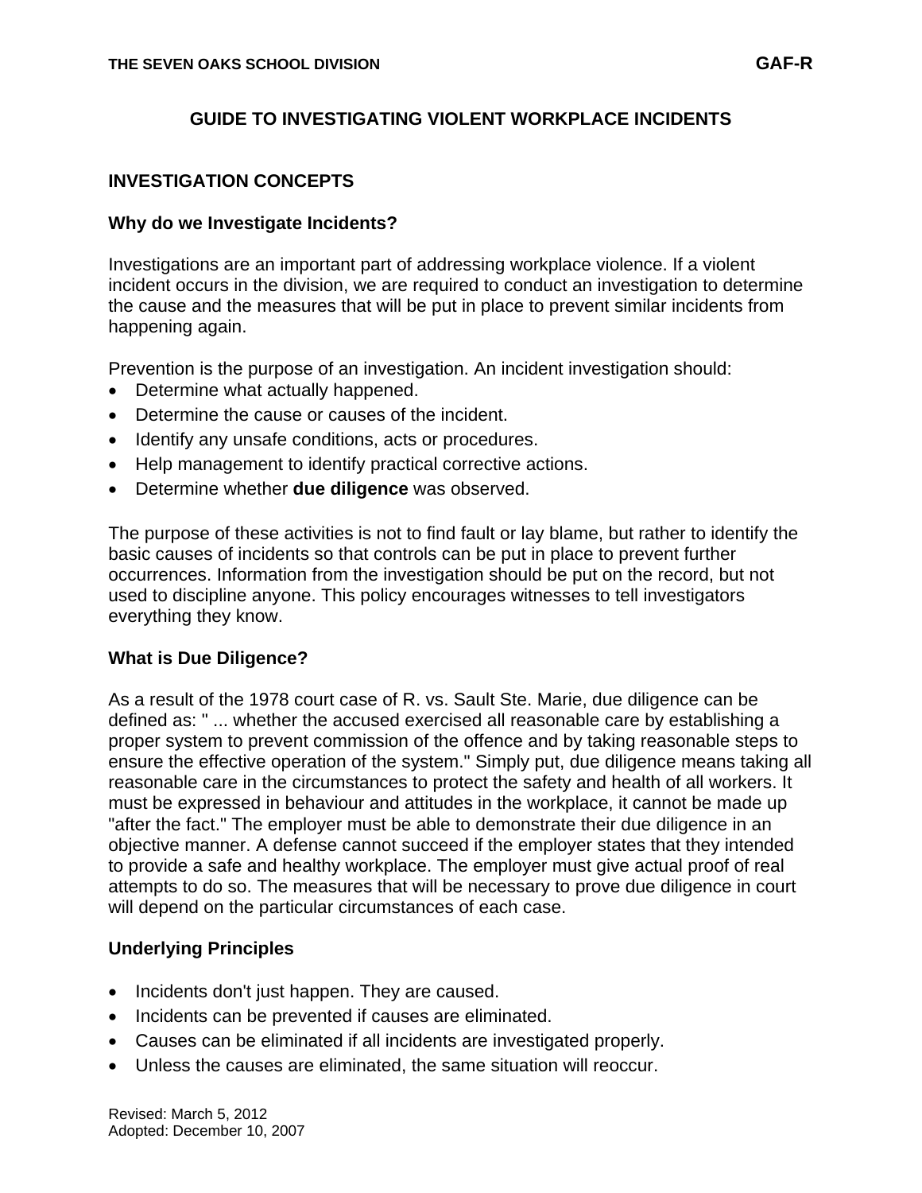# GUIDE TO INVESTIGATING VIOLENT WORKPLACE INCIDENTS

## INVESTIGATION CONCEPTS

### Why do we Investigate Incidents?

Investigations are an important part of addressing workplace violence. If a violent incident occurs in the division, we are required to conduct an investigation to determine the cause and the measures that will be put in place to prevent similar incidents from happening again.

Prevention is the purpose of an investigation. An incident investigation should:

- Determine what actually happened.
- Determine the cause or causes of the incident.
- Identify any unsafe conditions, acts or procedures.
- Help management to identify practical corrective actions.
- Determine whether **due diligence** was observed.

The purpose of these activities is not to find fault or lay blame, but rather to identify the basic causes of incidents so that controls can be put in place to prevent further occurrences. Information from the investigation should be put on the record, but not used to discipline anyone. This policy encourages witnesses to tell investigators everything they know.

### What is Due Diligence?

As a result of the 1978 court case of R. vs. Sault Ste. Marie, due diligence can be defined as: " ... whether the accused exercised all reasonable care by establishing a proper system to prevent commission of the offence and by taking reasonable steps to ensure the effective operation of the system." Simply put, due diligence means taking all reasonable care in the circumstances to protect the safety and health of all workers. It must be expressed in behaviour and attitudes in the workplace, it cannot be made up "after the fact." The employer must be able to demonstrate their due diligence in an objective manner. A defense cannot succeed if the employer states that they intended to provide a safe and healthy workplace. The employer must give actual proof of real attempts to do so. The measures that will be necessary to prove due diligence in court will depend on the particular circumstances of each case.

### Underlying Principles

- Incidents don't just happen. They are caused.
- Incidents can be prevented if causes are eliminated.
- Causes can be eliminated if all incidents are investigated properly.
- Unless the causes are eliminated, the same situation will reoccur.

Revised: March 5, 2012
Adopted: December 10, 2007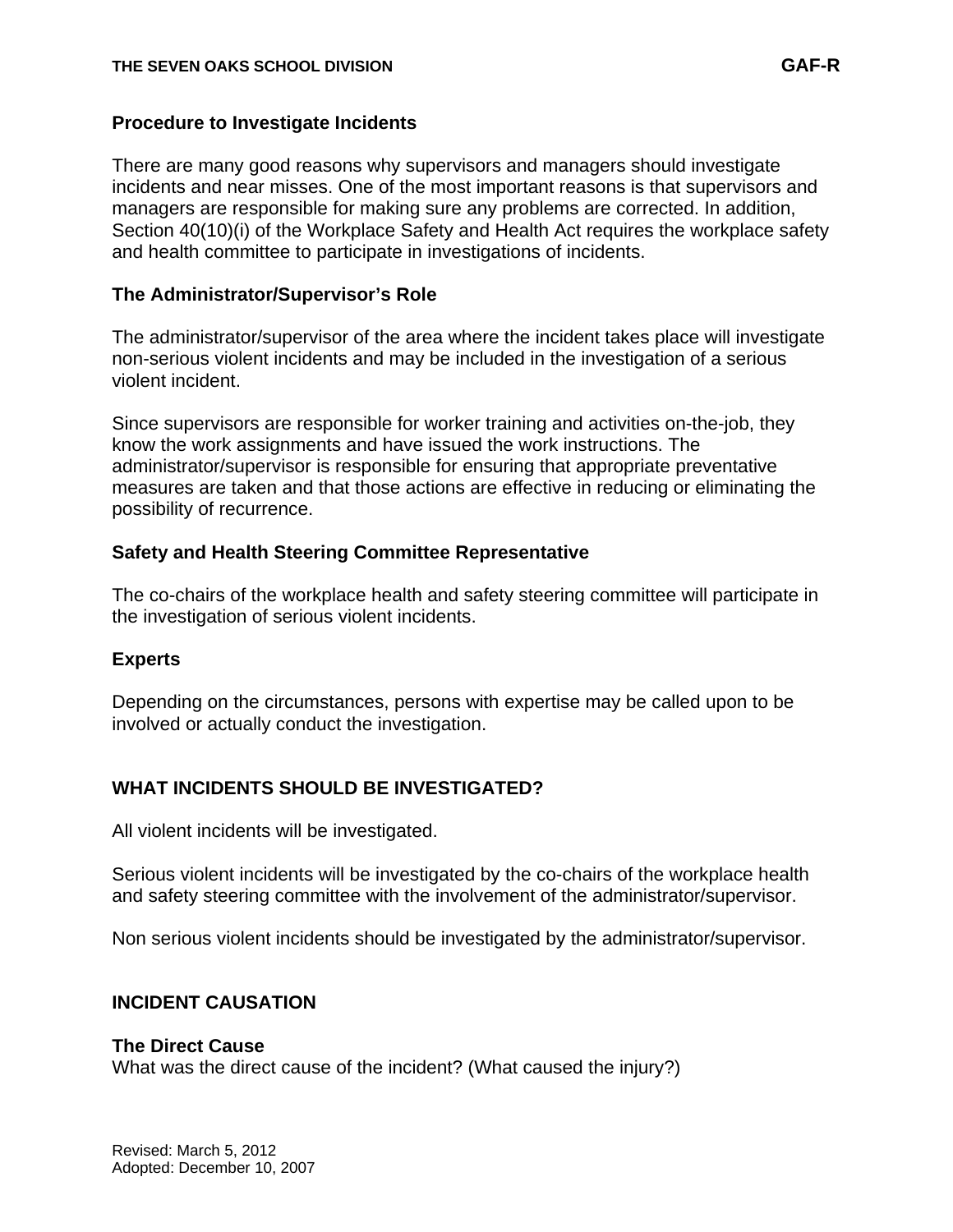## Procedure to Investigate Incidents

There are many good reasons why supervisors and managers should investigate incidents and near misses. One of the most important reasons is that supervisors and managers are responsible for making sure any problems are corrected. In addition, Section 40(10)(i) of the Workplace Safety and Health Act requires the workplace safety and health committee to participate in investigations of incidents.

### The Administrator/Supervisor's Role

The administrator/supervisor of the area where the incident takes place will investigate non-serious violent incidents and may be included in the investigation of a serious violent incident.

Since supervisors are responsible for worker training and activities on-the-job, they know the work assignments and have issued the work instructions. The administrator/supervisor is responsible for ensuring that appropriate preventative measures are taken and that those actions are effective in reducing or eliminating the possibility of recurrence.

### Safety and Health Steering Committee Representative

The co-chairs of the workplace health and safety steering committee will participate in the investigation of serious violent incidents.

### Experts

Depending on the circumstances, persons with expertise may be called upon to be involved or actually conduct the investigation.

## WHAT INCIDENTS SHOULD BE INVESTIGATED?

All violent incidents will be investigated.

Serious violent incidents will be investigated by the co-chairs of the workplace health and safety steering committee with the involvement of the administrator/supervisor.

Non serious violent incidents should be investigated by the administrator/supervisor.

## INCIDENT CAUSATION

### The Direct Cause

What was the direct cause of the incident? (What caused the injury?)

Revised: March 5, 2012
Adopted: December 10, 2007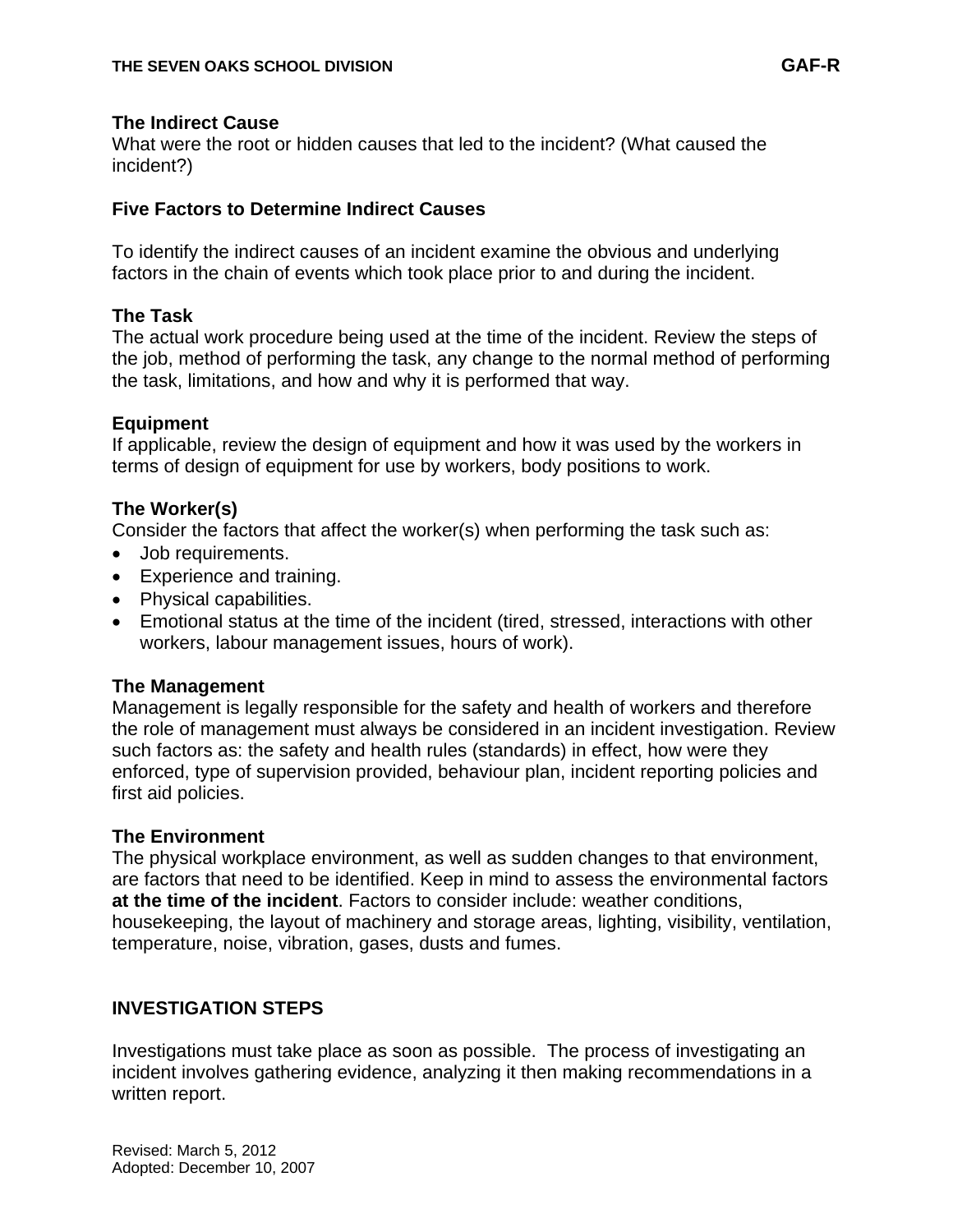**The Indirect Cause**
What were the root or hidden causes that led to the incident? (What caused the incident?)

**Five Factors to Determine Indirect Causes**

To identify the indirect causes of an incident examine the obvious and underlying factors in the chain of events which took place prior to and during the incident.

**The Task**
The actual work procedure being used at the time of the incident. Review the steps of the job, method of performing the task, any change to the normal method of performing the task, limitations, and how and why it is performed that way.

**Equipment**
If applicable, review the design of equipment and how it was used by the workers in terms of design of equipment for use by workers, body positions to work.

**The Worker(s)**
Consider the factors that affect the worker(s) when performing the task such as:

- Job requirements.
- Experience and training.
- Physical capabilities.
- Emotional status at the time of the incident (tired, stressed, interactions with other workers, labour management issues, hours of work).

**The Management**
Management is legally responsible for the safety and health of workers and therefore the role of management must always be considered in an incident investigation. Review such factors as: the safety and health rules (standards) in effect, how were they enforced, type of supervision provided, behaviour plan, incident reporting policies and first aid policies.

**The Environment**
The physical workplace environment, as well as sudden changes to that environment, are factors that need to be identified. Keep in mind to assess the environmental factors **at the time of the incident**. Factors to consider include: weather conditions, housekeeping, the layout of machinery and storage areas, lighting, visibility, ventilation, temperature, noise, vibration, gases, dusts and fumes.

## INVESTIGATION STEPS

Investigations must take place as soon as possible. The process of investigating an incident involves gathering evidence, analyzing it then making recommendations in a written report.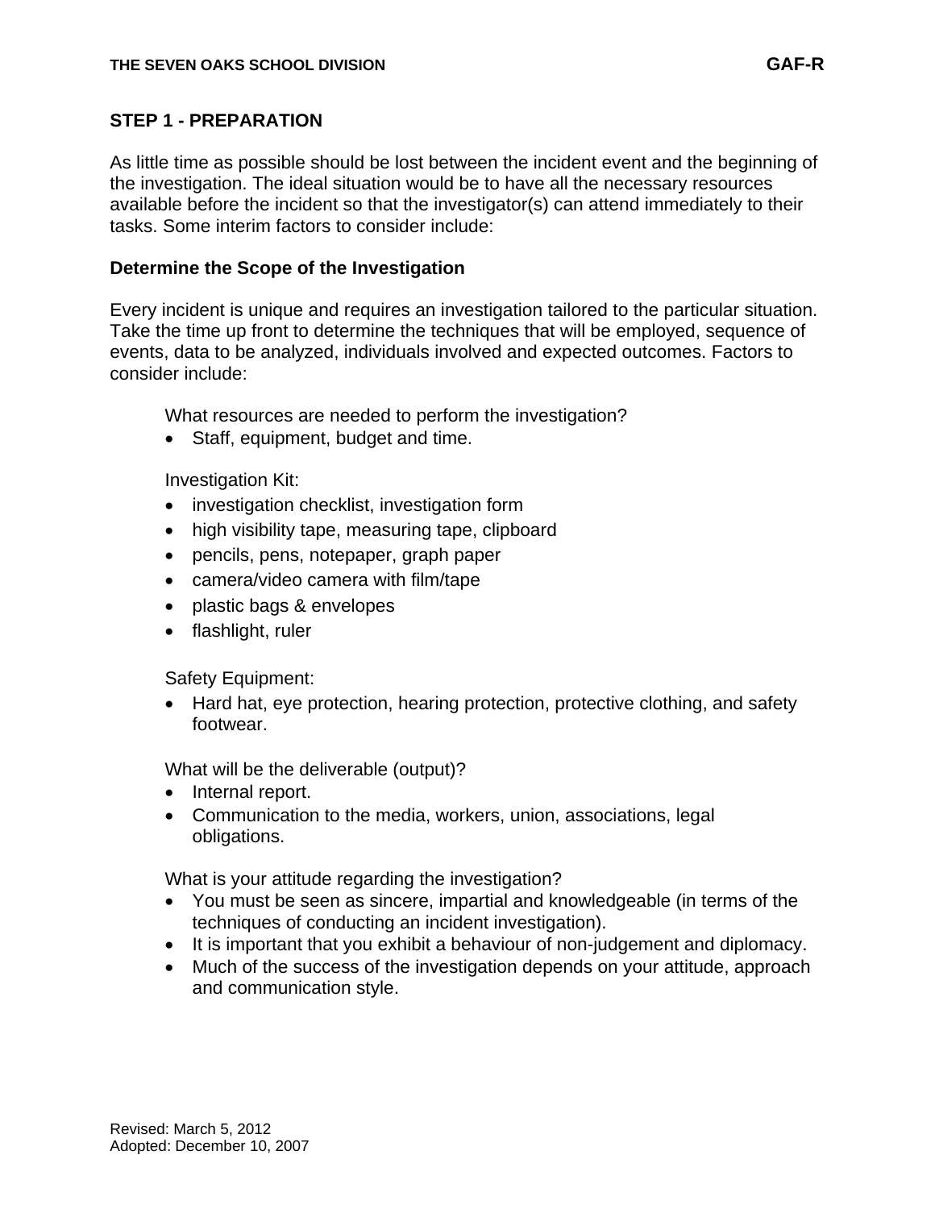## STEP 1 - PREPARATION

As little time as possible should be lost between the incident event and the beginning of the investigation. The ideal situation would be to have all the necessary resources available before the incident so that the investigator(s) can attend immediately to their tasks. Some interim factors to consider include:

### Determine the Scope of the Investigation

Every incident is unique and requires an investigation tailored to the particular situation. Take the time up front to determine the techniques that will be employed, sequence of events, data to be analyzed, individuals involved and expected outcomes. Factors to consider include:

What resources are needed to perform the investigation?

- Staff, equipment, budget and time.

Investigation Kit:

- investigation checklist, investigation form
- high visibility tape, measuring tape, clipboard
- pencils, pens, notepaper, graph paper
- camera/video camera with film/tape
- plastic bags & envelopes
- flashlight, ruler

Safety Equipment:

- Hard hat, eye protection, hearing protection, protective clothing, and safety footwear.

What will be the deliverable (output)?

- Internal report.
- Communication to the media, workers, union, associations, legal obligations.

What is your attitude regarding the investigation?

- You must be seen as sincere, impartial and knowledgeable (in terms of the techniques of conducting an incident investigation).
- It is important that you exhibit a behaviour of non-judgement and diplomacy.
- Much of the success of the investigation depends on your attitude, approach and communication style.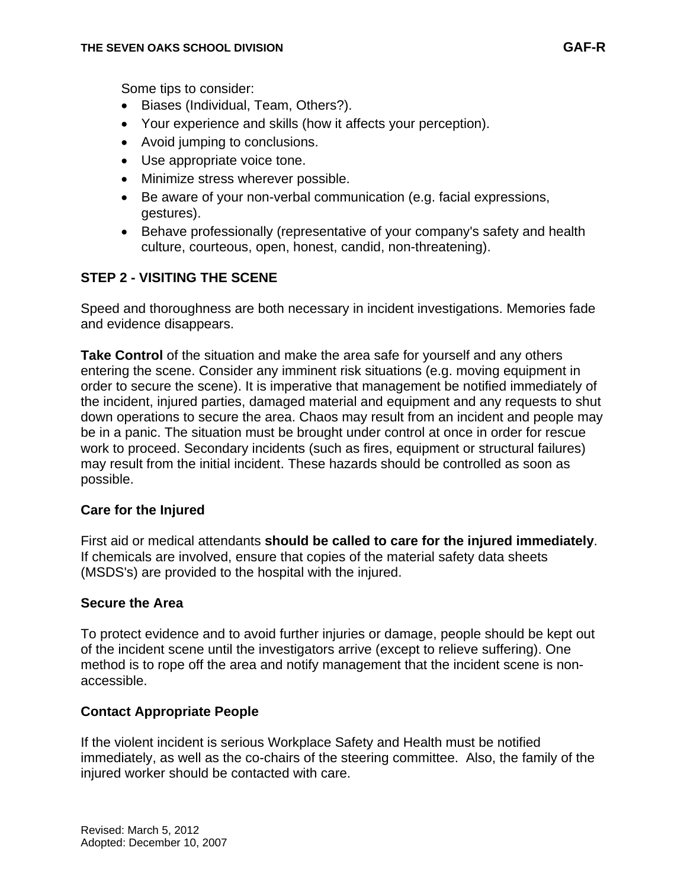Some tips to consider:

- Biases (Individual, Team, Others?).
- Your experience and skills (how it affects your perception).
- Avoid jumping to conclusions.
- Use appropriate voice tone.
- Minimize stress wherever possible.
- Be aware of your non-verbal communication (e.g. facial expressions, gestures).
- Behave professionally (representative of your company's safety and health culture, courteous, open, honest, candid, non-threatening).

## STEP 2 - VISITING THE SCENE

Speed and thoroughness are both necessary in incident investigations. Memories fade and evidence disappears.

**Take Control** of the situation and make the area safe for yourself and any others entering the scene. Consider any imminent risk situations (e.g. moving equipment in order to secure the scene). It is imperative that management be notified immediately of the incident, injured parties, damaged material and equipment and any requests to shut down operations to secure the area. Chaos may result from an incident and people may be in a panic. The situation must be brought under control at once in order for rescue work to proceed. Secondary incidents (such as fires, equipment or structural failures) may result from the initial incident. These hazards should be controlled as soon as possible.

### Care for the Injured

First aid or medical attendants **should be called to care for the injured immediately**. If chemicals are involved, ensure that copies of the material safety data sheets (MSDS's) are provided to the hospital with the injured.

### Secure the Area

To protect evidence and to avoid further injuries or damage, people should be kept out of the incident scene until the investigators arrive (except to relieve suffering). One method is to rope off the area and notify management that the incident scene is non-accessible.

### Contact Appropriate People

If the violent incident is serious Workplace Safety and Health must be notified immediately, as well as the co-chairs of the steering committee. Also, the family of the injured worker should be contacted with care.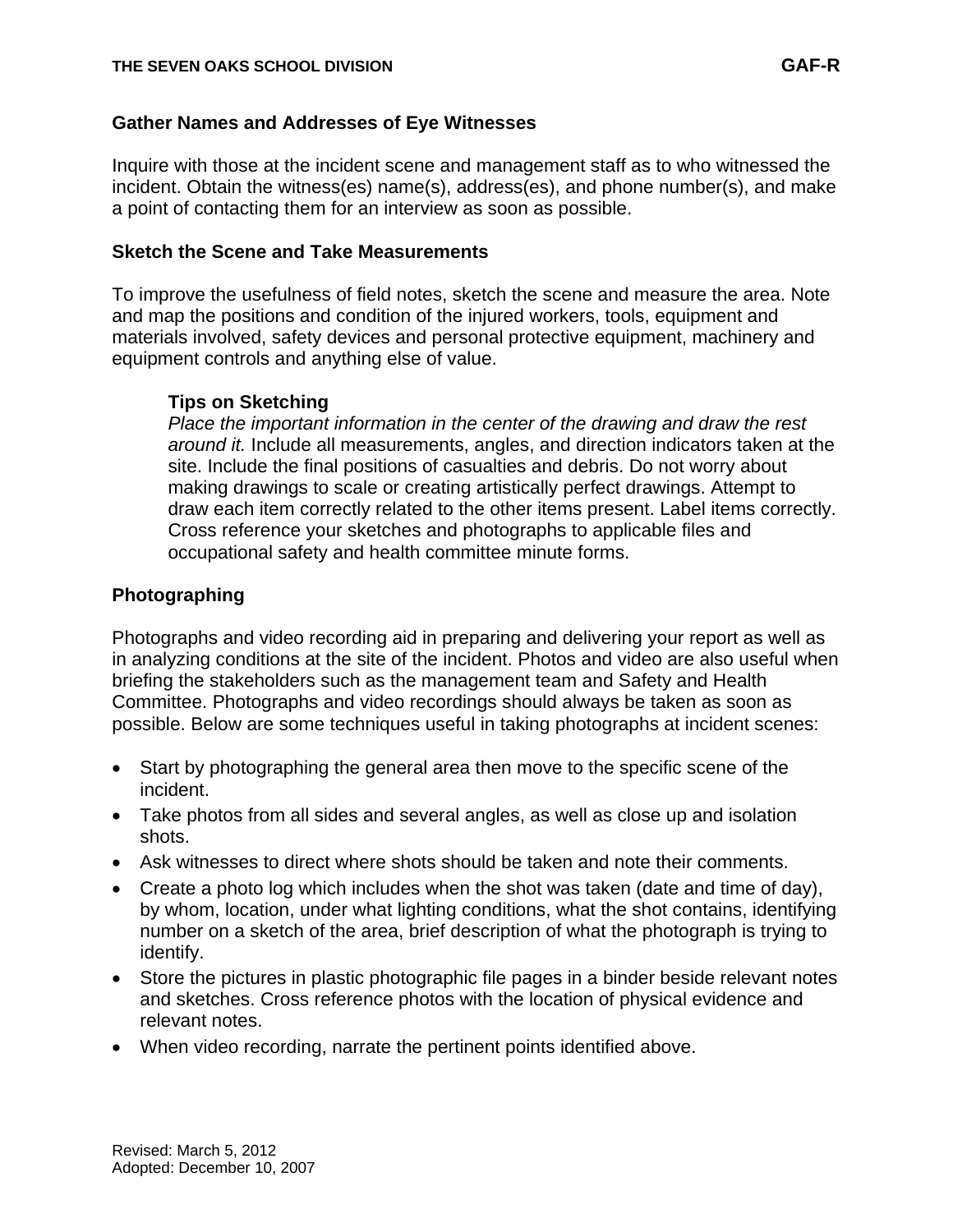### Gather Names and Addresses of Eye Witnesses

Inquire with those at the incident scene and management staff as to who witnessed the incident. Obtain the witness(es) name(s), address(es), and phone number(s), and make a point of contacting them for an interview as soon as possible.

### Sketch the Scene and Take Measurements

To improve the usefulness of field notes, sketch the scene and measure the area. Note and map the positions and condition of the injured workers, tools, equipment and materials involved, safety devices and personal protective equipment, machinery and equipment controls and anything else of value.

> **Tips on Sketching**
> *Place the important information in the center of the drawing and draw the rest around it.* Include all measurements, angles, and direction indicators taken at the site. Include the final positions of casualties and debris. Do not worry about making drawings to scale or creating artistically perfect drawings. Attempt to draw each item correctly related to the other items present. Label items correctly. Cross reference your sketches and photographs to applicable files and occupational safety and health committee minute forms.

### Photographing

Photographs and video recording aid in preparing and delivering your report as well as in analyzing conditions at the site of the incident. Photos and video are also useful when briefing the stakeholders such as the management team and Safety and Health Committee. Photographs and video recordings should always be taken as soon as possible. Below are some techniques useful in taking photographs at incident scenes:

- Start by photographing the general area then move to the specific scene of the incident.
- Take photos from all sides and several angles, as well as close up and isolation shots.
- Ask witnesses to direct where shots should be taken and note their comments.
- Create a photo log which includes when the shot was taken (date and time of day), by whom, location, under what lighting conditions, what the shot contains, identifying number on a sketch of the area, brief description of what the photograph is trying to identify.
- Store the pictures in plastic photographic file pages in a binder beside relevant notes and sketches. Cross reference photos with the location of physical evidence and relevant notes.
- When video recording, narrate the pertinent points identified above.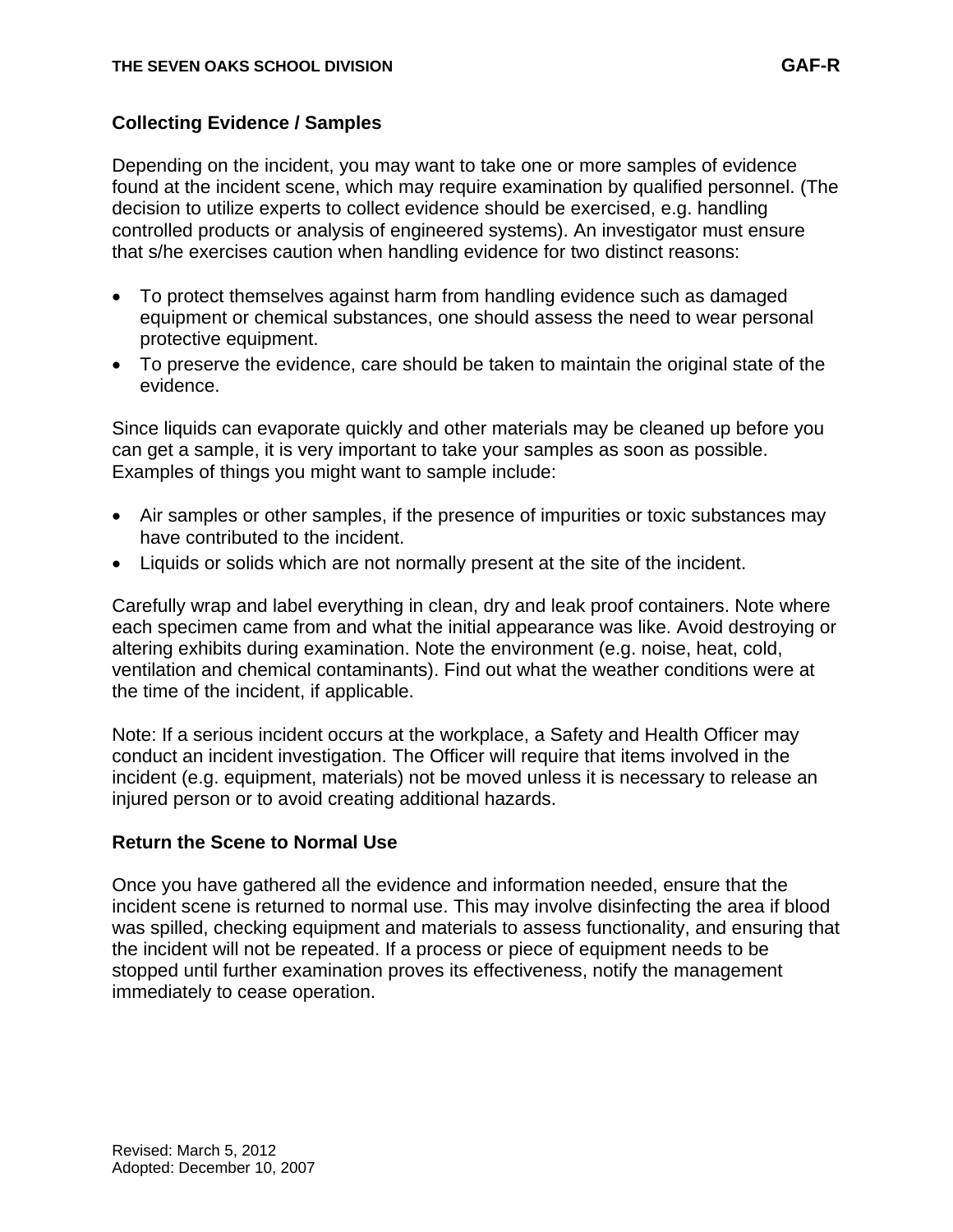### Collecting Evidence / Samples

Depending on the incident, you may want to take one or more samples of evidence found at the incident scene, which may require examination by qualified personnel. (The decision to utilize experts to collect evidence should be exercised, e.g. handling controlled products or analysis of engineered systems). An investigator must ensure that s/he exercises caution when handling evidence for two distinct reasons:

- To protect themselves against harm from handling evidence such as damaged equipment or chemical substances, one should assess the need to wear personal protective equipment.
- To preserve the evidence, care should be taken to maintain the original state of the evidence.

Since liquids can evaporate quickly and other materials may be cleaned up before you can get a sample, it is very important to take your samples as soon as possible. Examples of things you might want to sample include:

- Air samples or other samples, if the presence of impurities or toxic substances may have contributed to the incident.
- Liquids or solids which are not normally present at the site of the incident.

Carefully wrap and label everything in clean, dry and leak proof containers. Note where each specimen came from and what the initial appearance was like. Avoid destroying or altering exhibits during examination. Note the environment (e.g. noise, heat, cold, ventilation and chemical contaminants). Find out what the weather conditions were at the time of the incident, if applicable.

Note: If a serious incident occurs at the workplace, a Safety and Health Officer may conduct an incident investigation. The Officer will require that items involved in the incident (e.g. equipment, materials) not be moved unless it is necessary to release an injured person or to avoid creating additional hazards.

### Return the Scene to Normal Use

Once you have gathered all the evidence and information needed, ensure that the incident scene is returned to normal use. This may involve disinfecting the area if blood was spilled, checking equipment and materials to assess functionality, and ensuring that the incident will not be repeated. If a process or piece of equipment needs to be stopped until further examination proves its effectiveness, notify the management immediately to cease operation.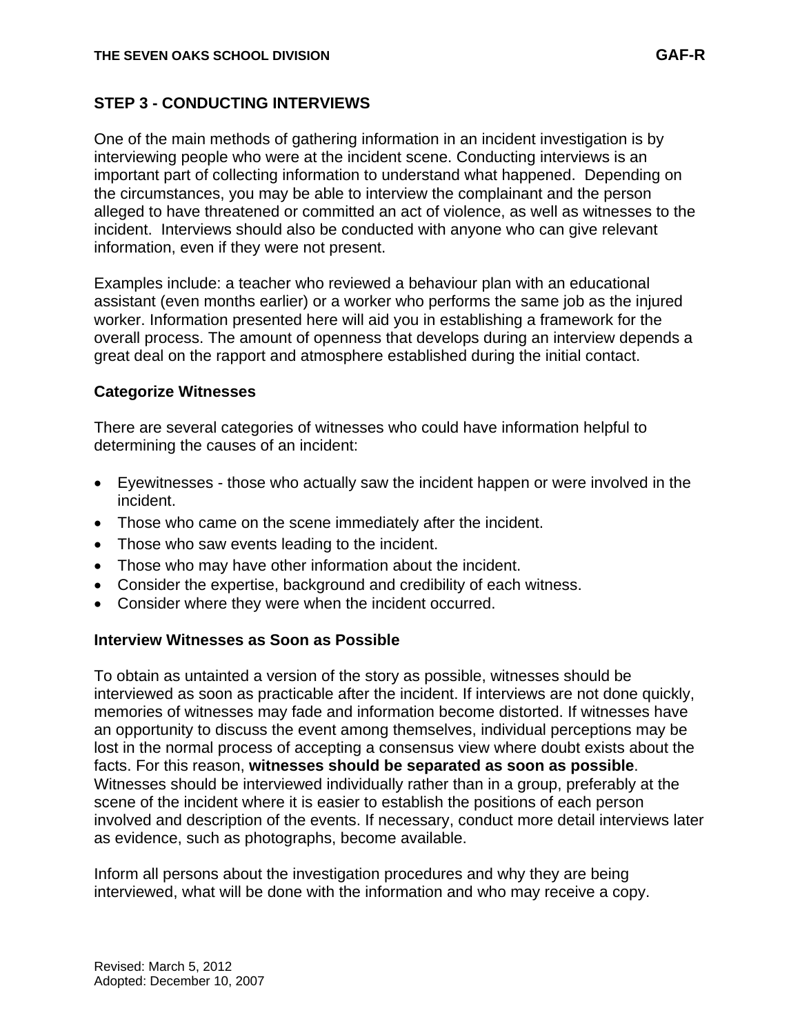## STEP 3 - CONDUCTING INTERVIEWS

One of the main methods of gathering information in an incident investigation is by interviewing people who were at the incident scene. Conducting interviews is an important part of collecting information to understand what happened. Depending on the circumstances, you may be able to interview the complainant and the person alleged to have threatened or committed an act of violence, as well as witnesses to the incident. Interviews should also be conducted with anyone who can give relevant information, even if they were not present.

Examples include: a teacher who reviewed a behaviour plan with an educational assistant (even months earlier) or a worker who performs the same job as the injured worker. Information presented here will aid you in establishing a framework for the overall process. The amount of openness that develops during an interview depends a great deal on the rapport and atmosphere established during the initial contact.

### Categorize Witnesses

There are several categories of witnesses who could have information helpful to determining the causes of an incident:

- Eyewitnesses - those who actually saw the incident happen or were involved in the incident.
- Those who came on the scene immediately after the incident.
- Those who saw events leading to the incident.
- Those who may have other information about the incident.
- Consider the expertise, background and credibility of each witness.
- Consider where they were when the incident occurred.

### Interview Witnesses as Soon as Possible

To obtain as untainted a version of the story as possible, witnesses should be interviewed as soon as practicable after the incident. If interviews are not done quickly, memories of witnesses may fade and information become distorted. If witnesses have an opportunity to discuss the event among themselves, individual perceptions may be lost in the normal process of accepting a consensus view where doubt exists about the facts. For this reason, **witnesses should be separated as soon as possible**. Witnesses should be interviewed individually rather than in a group, preferably at the scene of the incident where it is easier to establish the positions of each person involved and description of the events. If necessary, conduct more detail interviews later as evidence, such as photographs, become available.

Inform all persons about the investigation procedures and why they are being interviewed, what will be done with the information and who may receive a copy.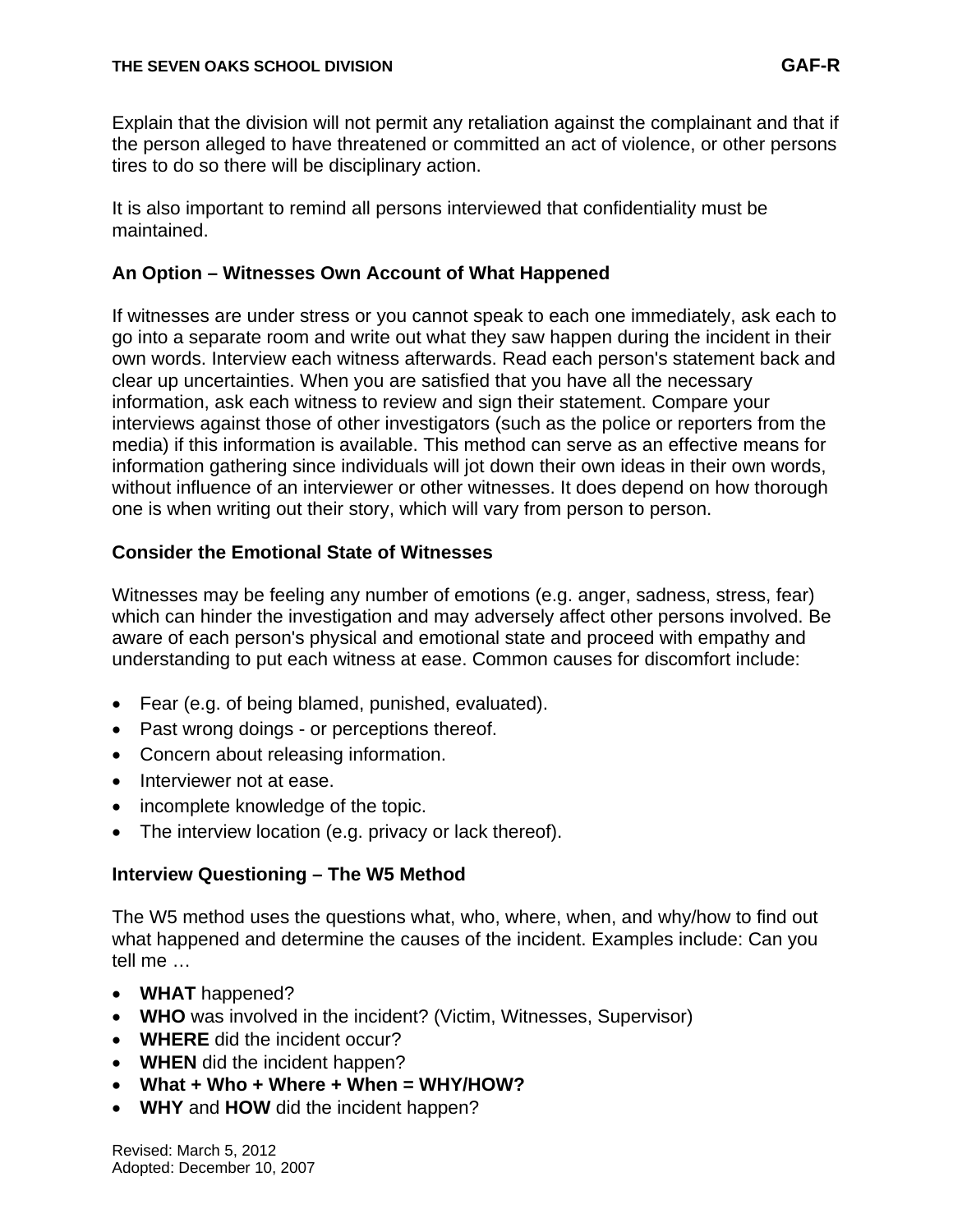Explain that the division will not permit any retaliation against the complainant and that if the person alleged to have threatened or committed an act of violence, or other persons tires to do so there will be disciplinary action.

It is also important to remind all persons interviewed that confidentiality must be maintained.

### An Option – Witnesses Own Account of What Happened

If witnesses are under stress or you cannot speak to each one immediately, ask each to go into a separate room and write out what they saw happen during the incident in their own words. Interview each witness afterwards. Read each person's statement back and clear up uncertainties. When you are satisfied that you have all the necessary information, ask each witness to review and sign their statement. Compare your interviews against those of other investigators (such as the police or reporters from the media) if this information is available. This method can serve as an effective means for information gathering since individuals will jot down their own ideas in their own words, without influence of an interviewer or other witnesses. It does depend on how thorough one is when writing out their story, which will vary from person to person.

### Consider the Emotional State of Witnesses

Witnesses may be feeling any number of emotions (e.g. anger, sadness, stress, fear) which can hinder the investigation and may adversely affect other persons involved. Be aware of each person's physical and emotional state and proceed with empathy and understanding to put each witness at ease. Common causes for discomfort include:

- Fear (e.g. of being blamed, punished, evaluated).
- Past wrong doings - or perceptions thereof.
- Concern about releasing information.
- Interviewer not at ease.
- incomplete knowledge of the topic.
- The interview location (e.g. privacy or lack thereof).

### Interview Questioning – The W5 Method

The W5 method uses the questions what, who, where, when, and why/how to find out what happened and determine the causes of the incident. Examples include: Can you tell me …

- **WHAT** happened?
- **WHO** was involved in the incident? (Victim, Witnesses, Supervisor)
- **WHERE** did the incident occur?
- **WHEN** did the incident happen?
- **What + Who + Where + When = WHY/HOW?**
- **WHY** and **HOW** did the incident happen?

Revised: March 5, 2012
Adopted: December 10, 2007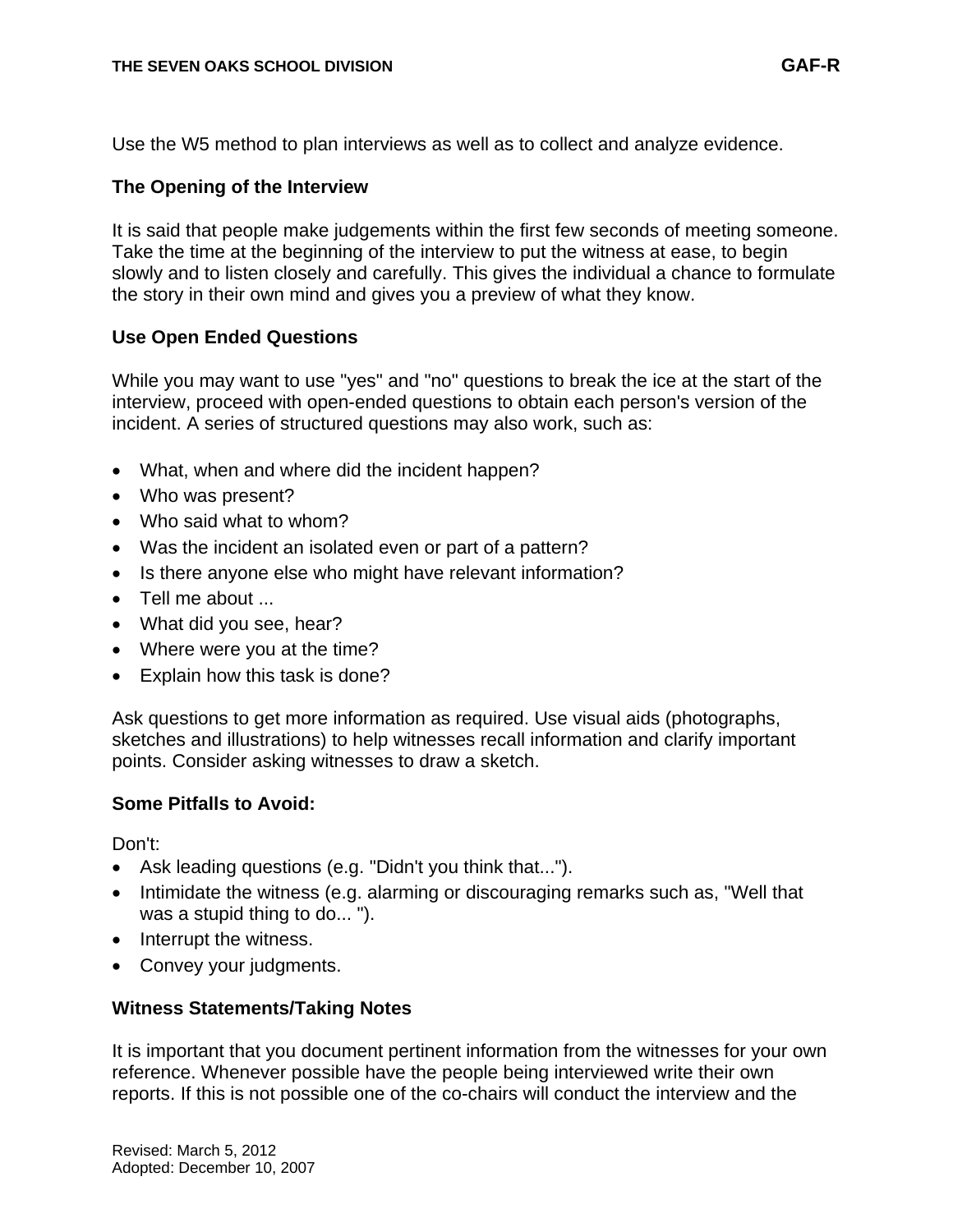Use the W5 method to plan interviews as well as to collect and analyze evidence.

**The Opening of the Interview**

It is said that people make judgements within the first few seconds of meeting someone. Take the time at the beginning of the interview to put the witness at ease, to begin slowly and to listen closely and carefully. This gives the individual a chance to formulate the story in their own mind and gives you a preview of what they know.

**Use Open Ended Questions**

While you may want to use "yes" and "no" questions to break the ice at the start of the interview, proceed with open-ended questions to obtain each person's version of the incident. A series of structured questions may also work, such as:

- What, when and where did the incident happen?
- Who was present?
- Who said what to whom?
- Was the incident an isolated even or part of a pattern?
- Is there anyone else who might have relevant information?
- Tell me about ...
- What did you see, hear?
- Where were you at the time?
- Explain how this task is done?

Ask questions to get more information as required. Use visual aids (photographs, sketches and illustrations) to help witnesses recall information and clarify important points. Consider asking witnesses to draw a sketch.

**Some Pitfalls to Avoid:**

Don't:

- Ask leading questions (e.g. "Didn't you think that...").
- Intimidate the witness (e.g. alarming or discouraging remarks such as, "Well that was a stupid thing to do... ").
- Interrupt the witness.
- Convey your judgments.

**Witness Statements/Taking Notes**

It is important that you document pertinent information from the witnesses for your own reference. Whenever possible have the people being interviewed write their own reports. If this is not possible one of the co-chairs will conduct the interview and the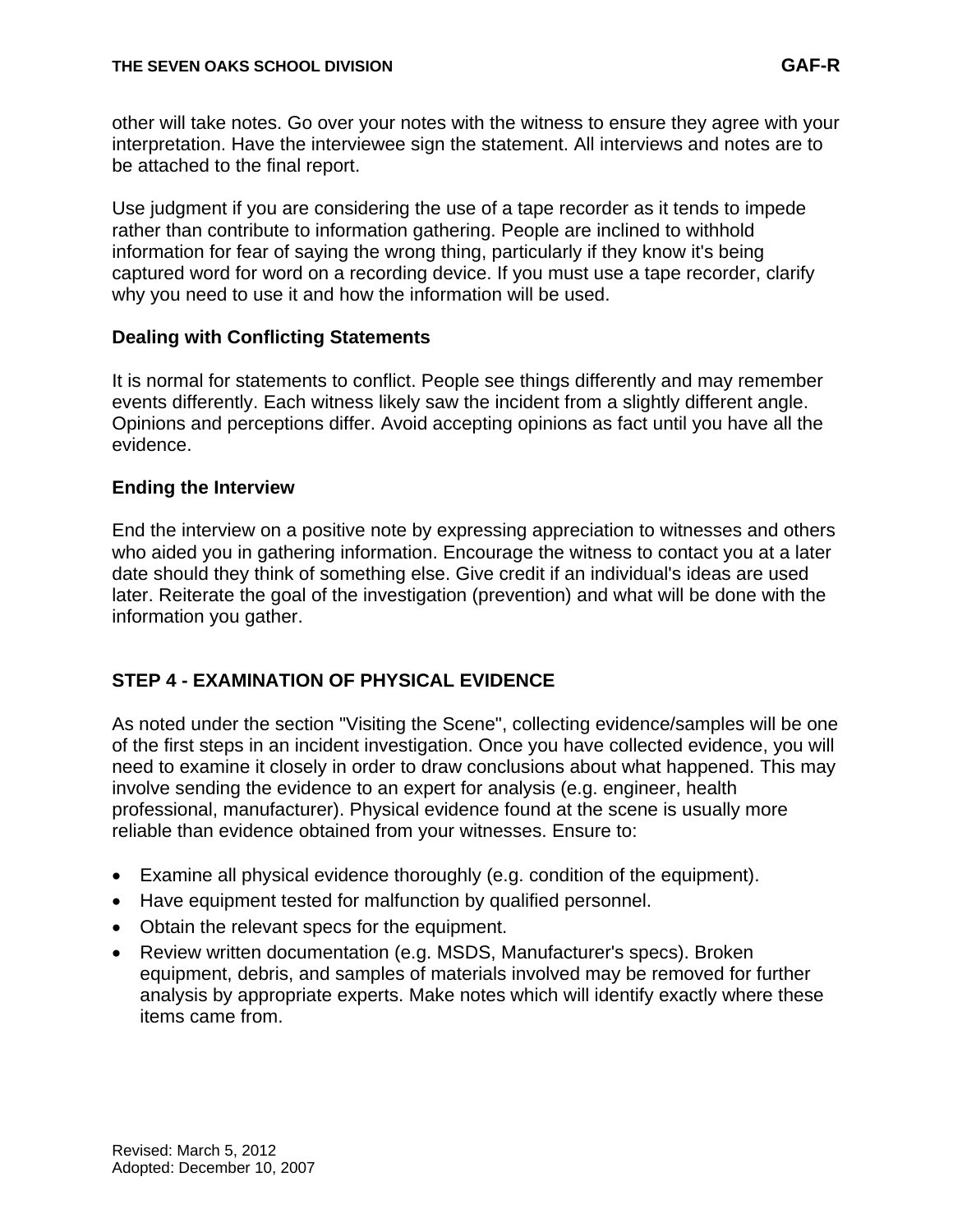other will take notes. Go over your notes with the witness to ensure they agree with your interpretation. Have the interviewee sign the statement. All interviews and notes are to be attached to the final report.

Use judgment if you are considering the use of a tape recorder as it tends to impede rather than contribute to information gathering. People are inclined to withhold information for fear of saying the wrong thing, particularly if they know it's being captured word for word on a recording device. If you must use a tape recorder, clarify why you need to use it and how the information will be used.

**Dealing with Conflicting Statements**

It is normal for statements to conflict. People see things differently and may remember events differently. Each witness likely saw the incident from a slightly different angle. Opinions and perceptions differ. Avoid accepting opinions as fact until you have all the evidence.

**Ending the Interview**

End the interview on a positive note by expressing appreciation to witnesses and others who aided you in gathering information. Encourage the witness to contact you at a later date should they think of something else. Give credit if an individual's ideas are used later. Reiterate the goal of the investigation (prevention) and what will be done with the information you gather.

## STEP 4 - EXAMINATION OF PHYSICAL EVIDENCE

As noted under the section "Visiting the Scene", collecting evidence/samples will be one of the first steps in an incident investigation. Once you have collected evidence, you will need to examine it closely in order to draw conclusions about what happened. This may involve sending the evidence to an expert for analysis (e.g. engineer, health professional, manufacturer). Physical evidence found at the scene is usually more reliable than evidence obtained from your witnesses. Ensure to:

- Examine all physical evidence thoroughly (e.g. condition of the equipment).
- Have equipment tested for malfunction by qualified personnel.
- Obtain the relevant specs for the equipment.
- Review written documentation (e.g. MSDS, Manufacturer's specs). Broken equipment, debris, and samples of materials involved may be removed for further analysis by appropriate experts. Make notes which will identify exactly where these items came from.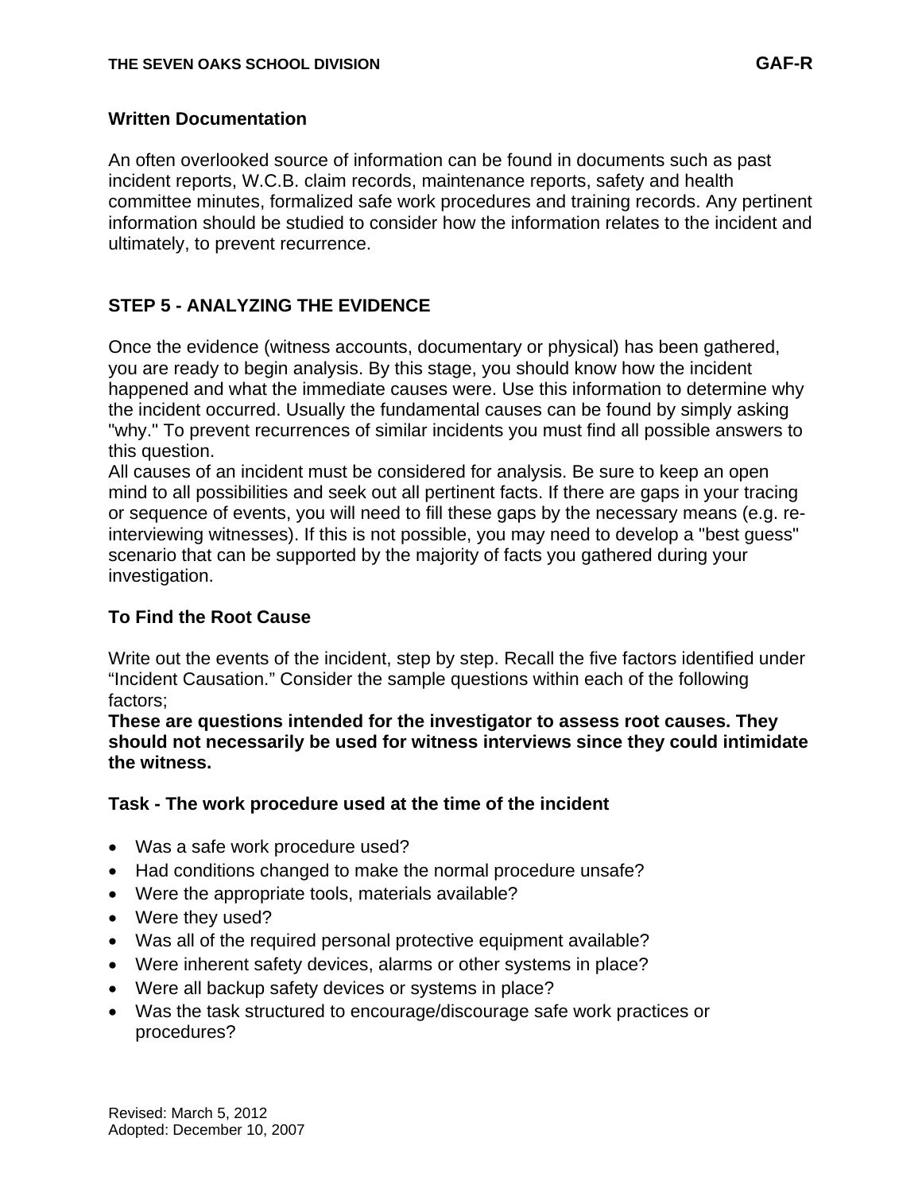**Written Documentation**

An often overlooked source of information can be found in documents such as past incident reports, W.C.B. claim records, maintenance reports, safety and health committee minutes, formalized safe work procedures and training records. Any pertinent information should be studied to consider how the information relates to the incident and ultimately, to prevent recurrence.

## STEP 5 - ANALYZING THE EVIDENCE

Once the evidence (witness accounts, documentary or physical) has been gathered, you are ready to begin analysis. By this stage, you should know how the incident happened and what the immediate causes were. Use this information to determine why the incident occurred. Usually the fundamental causes can be found by simply asking "why." To prevent recurrences of similar incidents you must find all possible answers to this question.
All causes of an incident must be considered for analysis. Be sure to keep an open mind to all possibilities and seek out all pertinent facts. If there are gaps in your tracing or sequence of events, you will need to fill these gaps by the necessary means (e.g. re-interviewing witnesses). If this is not possible, you may need to develop a "best guess" scenario that can be supported by the majority of facts you gathered during your investigation.

### To Find the Root Cause

Write out the events of the incident, step by step. Recall the five factors identified under “Incident Causation.” Consider the sample questions within each of the following factors;
**These are questions intended for the investigator to assess root causes. They should not necessarily be used for witness interviews since they could intimidate the witness.**

**Task - The work procedure used at the time of the incident**

- Was a safe work procedure used?
- Had conditions changed to make the normal procedure unsafe?
- Were the appropriate tools, materials available?
- Were they used?
- Was all of the required personal protective equipment available?
- Were inherent safety devices, alarms or other systems in place?
- Were all backup safety devices or systems in place?
- Was the task structured to encourage/discourage safe work practices or procedures?

Revised: March 5, 2012
Adopted: December 10, 2007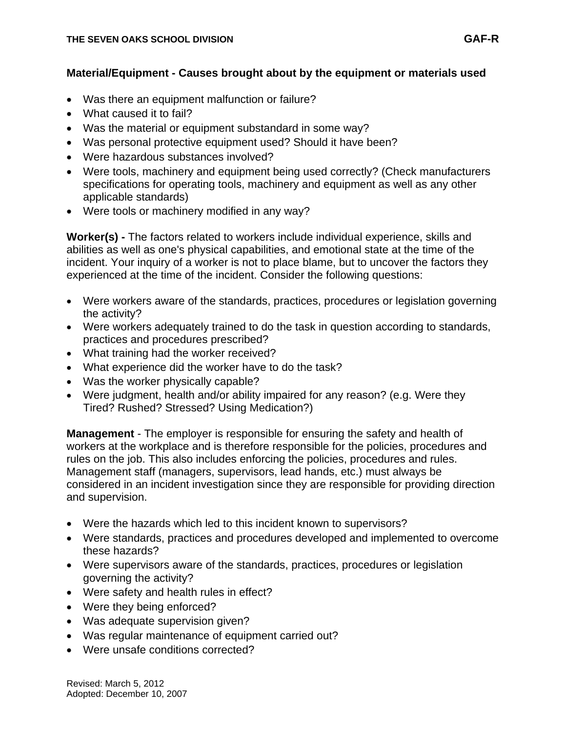**Material/Equipment - Causes brought about by the equipment or materials used**

- Was there an equipment malfunction or failure?
- What caused it to fail?
- Was the material or equipment substandard in some way?
- Was personal protective equipment used? Should it have been?
- Were hazardous substances involved?
- Were tools, machinery and equipment being used correctly? (Check manufacturers specifications for operating tools, machinery and equipment as well as any other applicable standards)
- Were tools or machinery modified in any way?

**Worker(s) -** The factors related to workers include individual experience, skills and abilities as well as one's physical capabilities, and emotional state at the time of the incident. Your inquiry of a worker is not to place blame, but to uncover the factors they experienced at the time of the incident. Consider the following questions:

- Were workers aware of the standards, practices, procedures or legislation governing the activity?
- Were workers adequately trained to do the task in question according to standards, practices and procedures prescribed?
- What training had the worker received?
- What experience did the worker have to do the task?
- Was the worker physically capable?
- Were judgment, health and/or ability impaired for any reason? (e.g. Were they Tired? Rushed? Stressed? Using Medication?)

**Management** - The employer is responsible for ensuring the safety and health of workers at the workplace and is therefore responsible for the policies, procedures and rules on the job. This also includes enforcing the policies, procedures and rules. Management staff (managers, supervisors, lead hands, etc.) must always be considered in an incident investigation since they are responsible for providing direction and supervision.

- Were the hazards which led to this incident known to supervisors?
- Were standards, practices and procedures developed and implemented to overcome these hazards?
- Were supervisors aware of the standards, practices, procedures or legislation governing the activity?
- Were safety and health rules in effect?
- Were they being enforced?
- Was adequate supervision given?
- Was regular maintenance of equipment carried out?
- Were unsafe conditions corrected?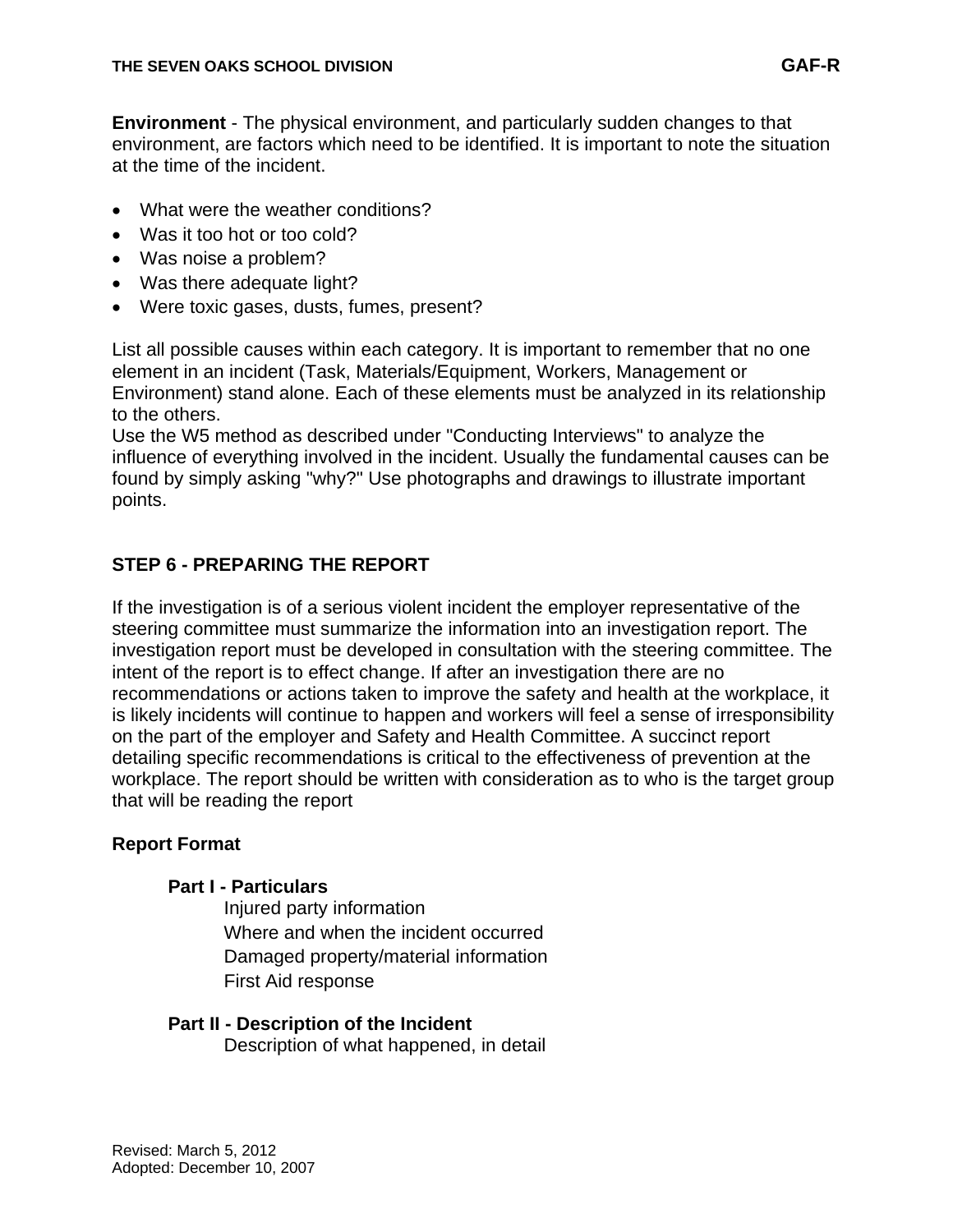**Environment** - The physical environment, and particularly sudden changes to that environment, are factors which need to be identified. It is important to note the situation at the time of the incident.

- What were the weather conditions?
- Was it too hot or too cold?
- Was noise a problem?
- Was there adequate light?
- Were toxic gases, dusts, fumes, present?

List all possible causes within each category. It is important to remember that no one element in an incident (Task, Materials/Equipment, Workers, Management or Environment) stand alone. Each of these elements must be analyzed in its relationship to the others.
Use the W5 method as described under "Conducting Interviews" to analyze the influence of everything involved in the incident. Usually the fundamental causes can be found by simply asking "why?" Use photographs and drawings to illustrate important points.

## STEP 6 - PREPARING THE REPORT

If the investigation is of a serious violent incident the employer representative of the steering committee must summarize the information into an investigation report. The investigation report must be developed in consultation with the steering committee. The intent of the report is to effect change. If after an investigation there are no recommendations or actions taken to improve the safety and health at the workplace, it is likely incidents will continue to happen and workers will feel a sense of irresponsibility on the part of the employer and Safety and Health Committee. A succinct report detailing specific recommendations is critical to the effectiveness of prevention at the workplace. The report should be written with consideration as to who is the target group that will be reading the report

### Report Format

**Part I - Particulars**

Injured party information
Where and when the incident occurred
Damaged property/material information
First Aid response

**Part II - Description of the Incident**

Description of what happened, in detail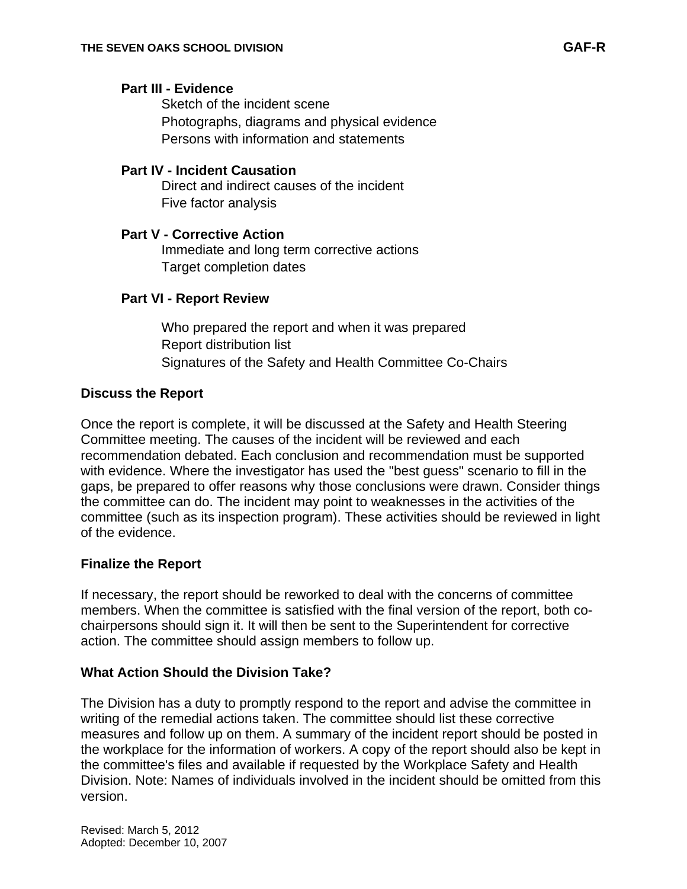**Part III - Evidence**

Sketch of the incident scene
Photographs, diagrams and physical evidence
Persons with information and statements

**Part IV - Incident Causation**

Direct and indirect causes of the incident
Five factor analysis

**Part V - Corrective Action**

Immediate and long term corrective actions
Target completion dates

**Part VI - Report Review**

Who prepared the report and when it was prepared
Report distribution list
Signatures of the Safety and Health Committee Co-Chairs

**Discuss the Report**

Once the report is complete, it will be discussed at the Safety and Health Steering Committee meeting. The causes of the incident will be reviewed and each recommendation debated. Each conclusion and recommendation must be supported with evidence. Where the investigator has used the "best guess" scenario to fill in the gaps, be prepared to offer reasons why those conclusions were drawn. Consider things the committee can do. The incident may point to weaknesses in the activities of the committee (such as its inspection program). These activities should be reviewed in light of the evidence.

**Finalize the Report**

If necessary, the report should be reworked to deal with the concerns of committee members. When the committee is satisfied with the final version of the report, both co-chairpersons should sign it. It will then be sent to the Superintendent for corrective action. The committee should assign members to follow up.

**What Action Should the Division Take?**

The Division has a duty to promptly respond to the report and advise the committee in writing of the remedial actions taken. The committee should list these corrective measures and follow up on them. A summary of the incident report should be posted in the workplace for the information of workers. A copy of the report should also be kept in the committee's files and available if requested by the Workplace Safety and Health Division. Note: Names of individuals involved in the incident should be omitted from this version.

Revised: March 5, 2012
Adopted: December 10, 2007